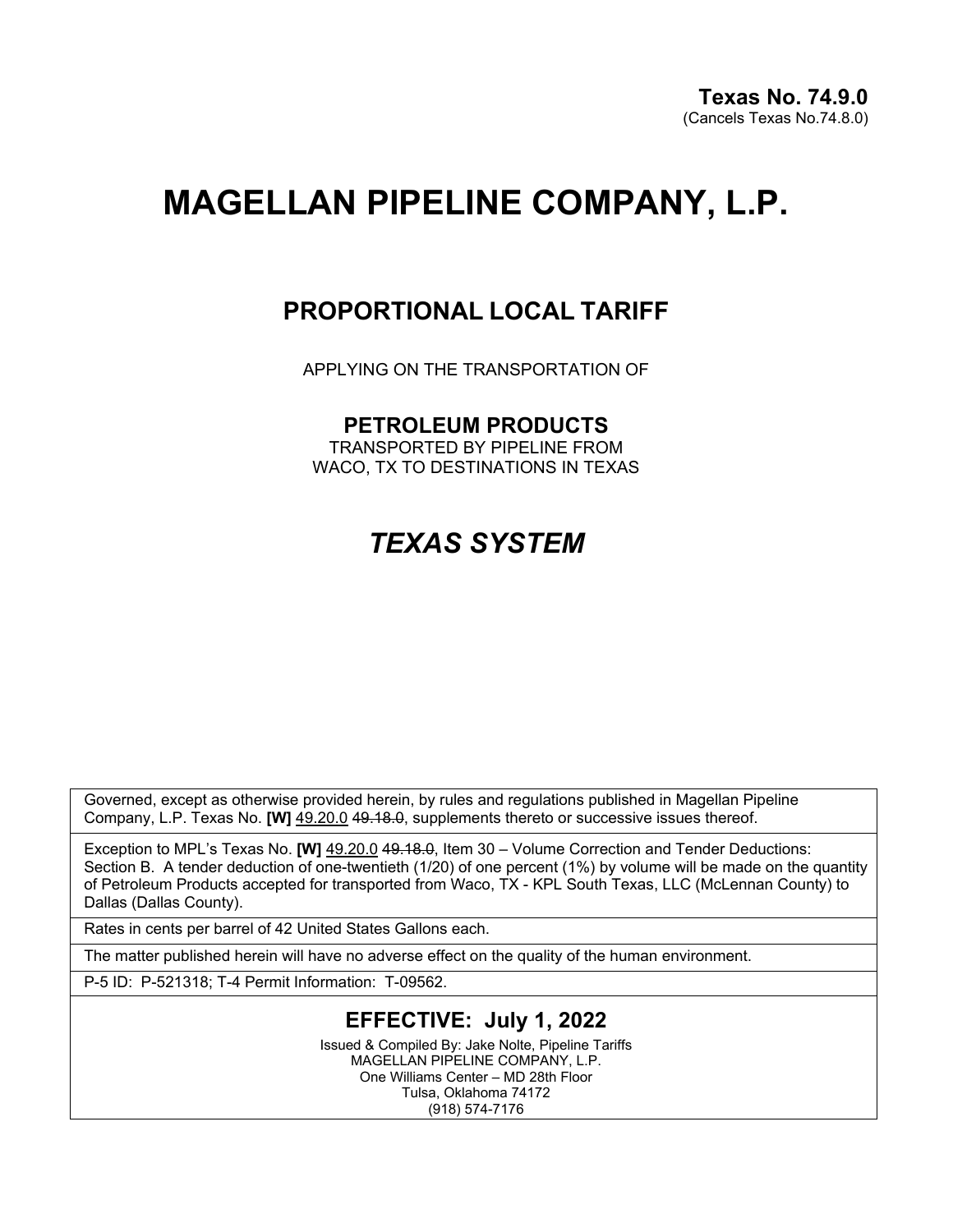**Texas No. 74.9.0**
(Cancels Texas No.74.8.0)

# MAGELLAN PIPELINE COMPANY, L.P.

## PROPORTIONAL LOCAL TARIFF

APPLYING ON THE TRANSPORTATION OF

### PETROLEUM PRODUCTS

TRANSPORTED BY PIPELINE FROM
WACO, TX TO DESTINATIONS IN TEXAS

## *TEXAS SYSTEM*

Governed, except as otherwise provided herein, by rules and regulations published in Magellan Pipeline Company, L.P. Texas No. **[W]** 49.20.0 ~~49.18.0~~, supplements thereto or successive issues thereof.

Exception to MPL's Texas No. **[W]** 49.20.0 ~~49.18.0~~, Item 30 – Volume Correction and Tender Deductions: Section B. A tender deduction of one-twentieth (1/20) of one percent (1%) by volume will be made on the quantity of Petroleum Products accepted for transported from Waco, TX - KPL South Texas, LLC (McLennan County) to Dallas (Dallas County).

Rates in cents per barrel of 42 United States Gallons each.

The matter published herein will have no adverse effect on the quality of the human environment.

P-5 ID: P-521318; T-4 Permit Information: T-09562.

### EFFECTIVE: July 1, 2022

Issued & Compiled By: Jake Nolte, Pipeline Tariffs
MAGELLAN PIPELINE COMPANY, L.P.
One Williams Center – MD 28th Floor
Tulsa, Oklahoma 74172
(918) 574-7176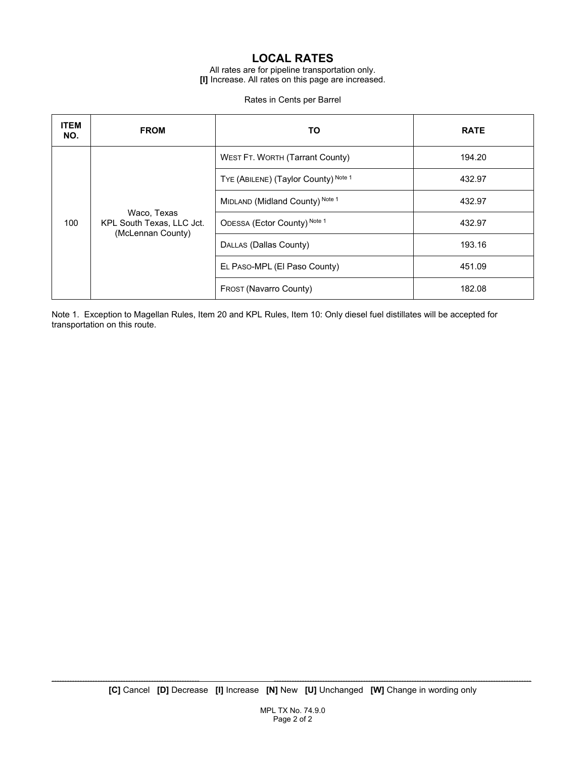# LOCAL RATES

All rates are for pipeline transportation only.
**[I]** Increase. All rates on this page are increased.

Rates in Cents per Barrel

| ITEM NO. | FROM | TO | RATE |
|---|---|---|---|
| 100 | Waco, Texas KPL South Texas, LLC Jct. (McLennan County) | WEST FT. WORTH (Tarrant County) | 194.20 |
| | | TYE (ABILENE) (Taylor County) Note 1 | 432.97 |
| | | MIDLAND (Midland County) Note 1 | 432.97 |
| | | ODESSA (Ector County) Note 1 | 432.97 |
| | | DALLAS (Dallas County) | 193.16 |
| | | EL PASO-MPL (El Paso County) | 451.09 |
| | | FROST (Navarro County) | 182.08 |

Note 1. Exception to Magellan Rules, Item 20 and KPL Rules, Item 10: Only diesel fuel distillates will be accepted for transportation on this route.

**[C]** Cancel **[D]** Decrease **[I]** Increase **[N]** New **[U]** Unchanged **[W]** Change in wording only

MPL TX No. 74.9.0